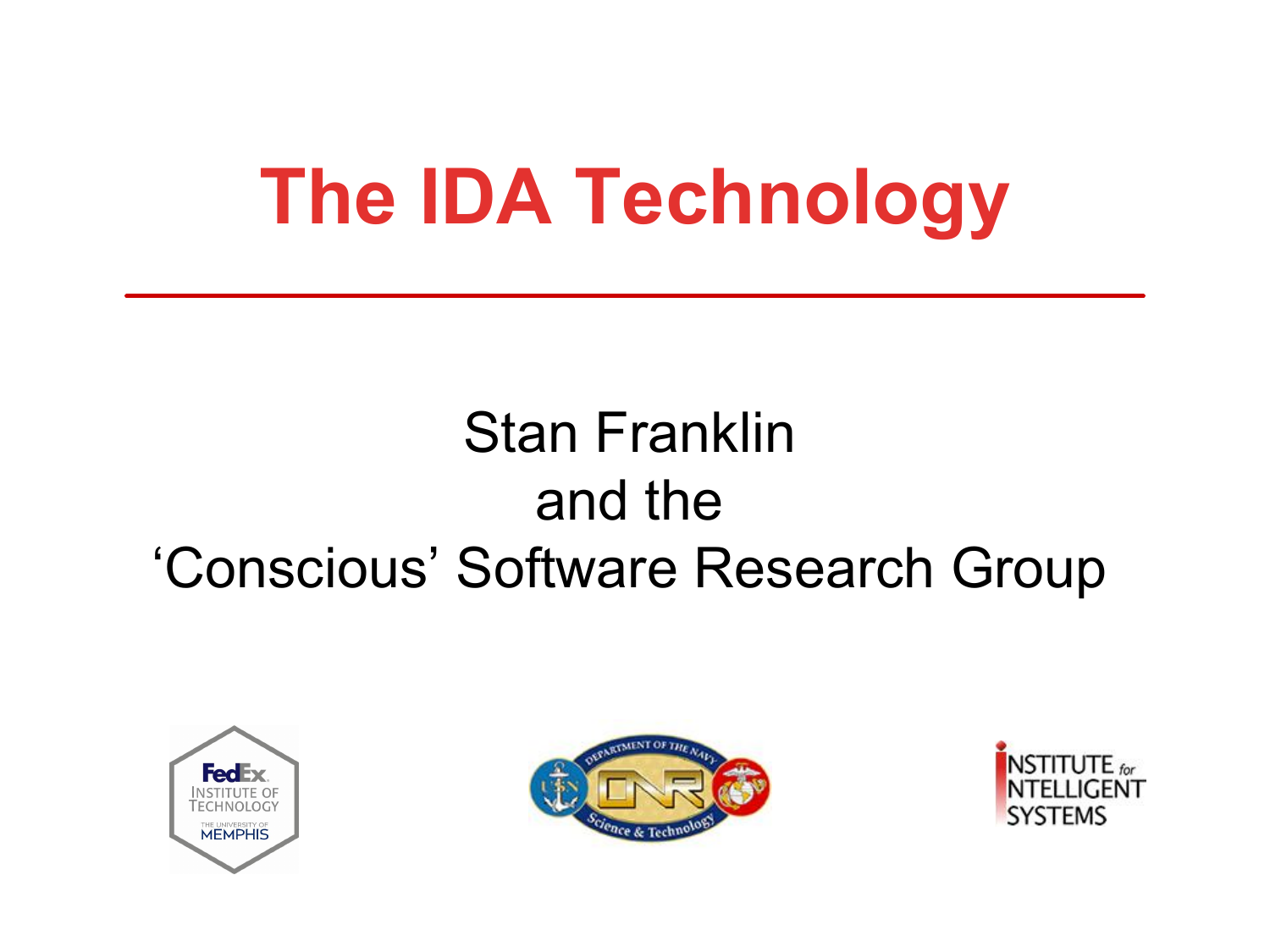# The IDA Technology

Stan Franklin
and the
'Conscious' Software Research Group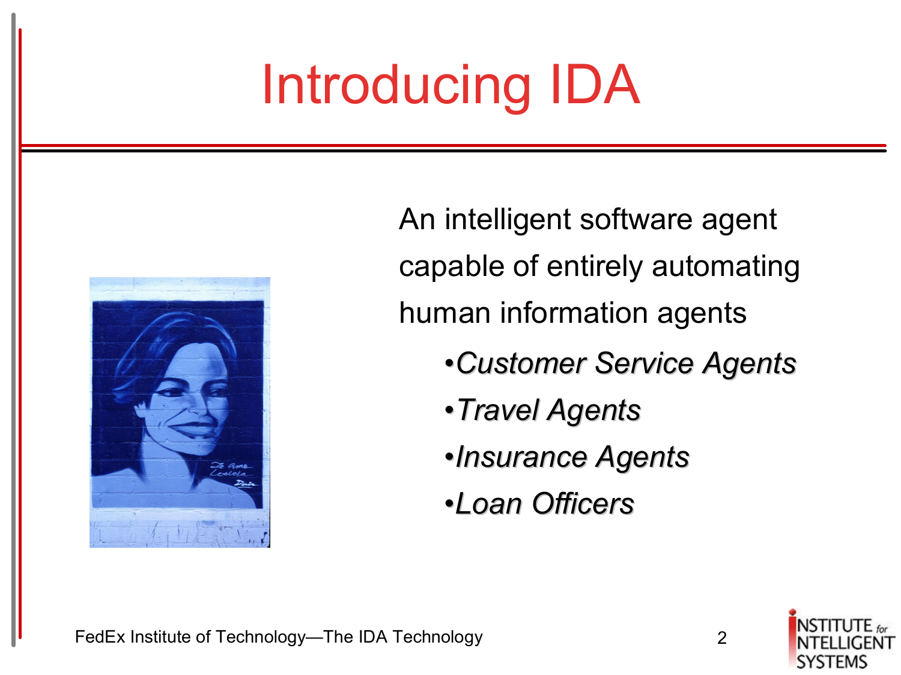# Introducing IDA

An intelligent software agent capable of entirely automating human information agents

- *Customer Service Agents*
- *Travel Agents*
- *Insurance Agents*
- *Loan Officers*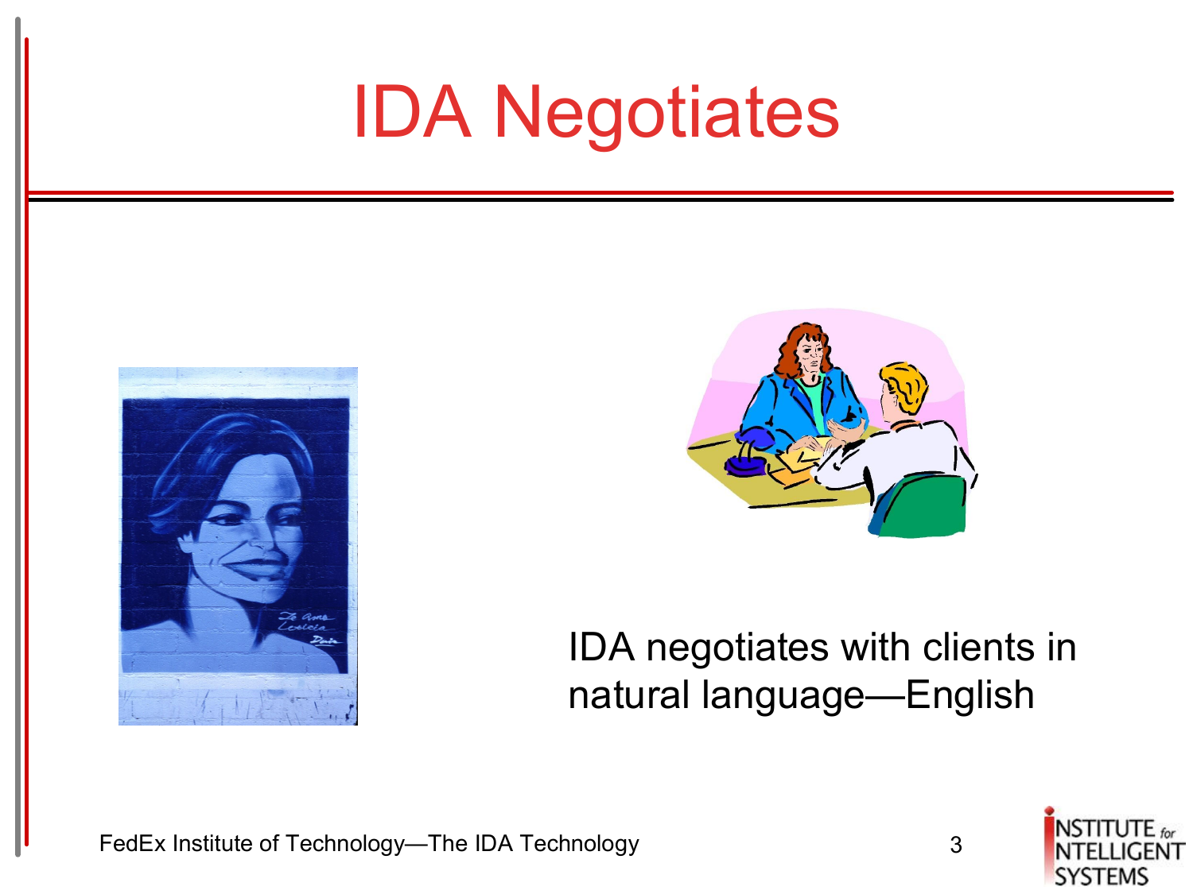# IDA Negotiates

IDA negotiates with clients in natural language—English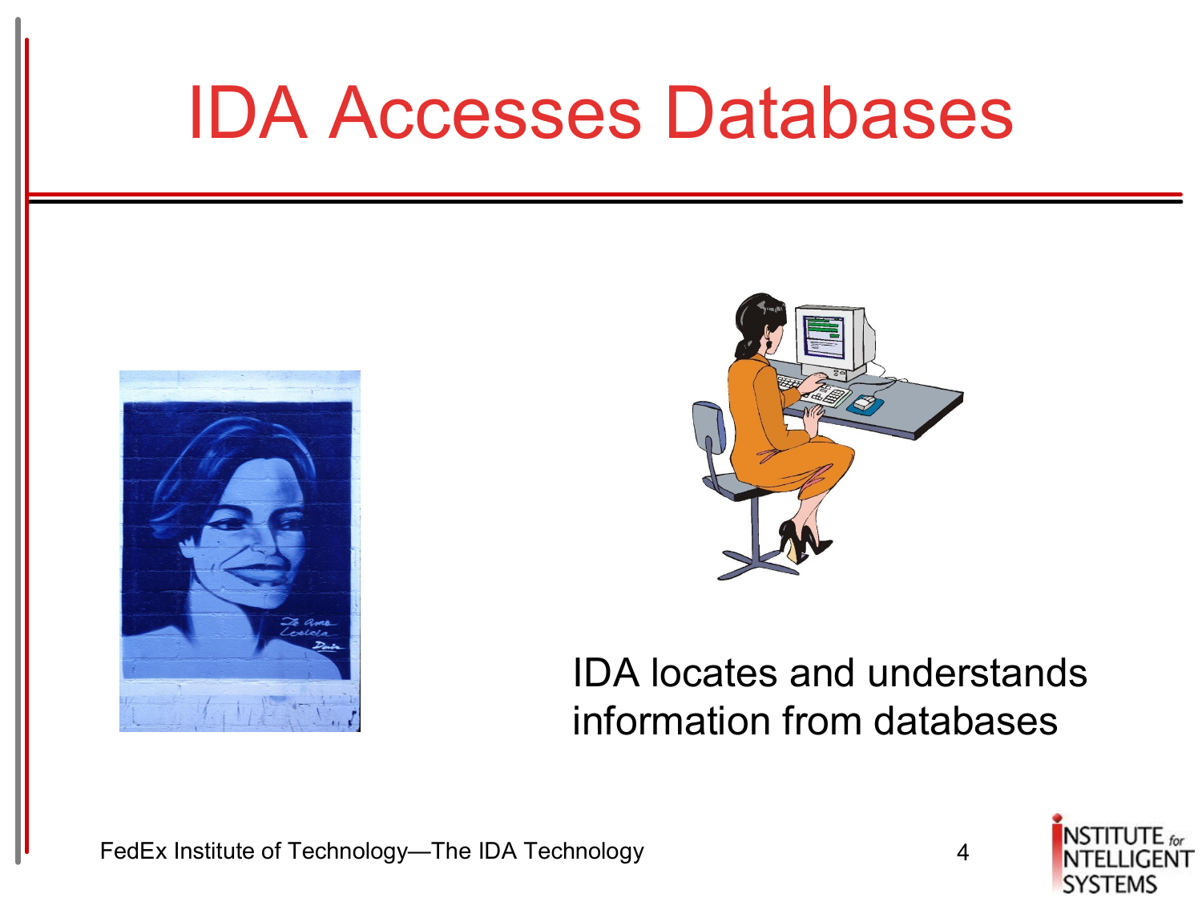# IDA Accesses Databases

IDA locates and understands information from databases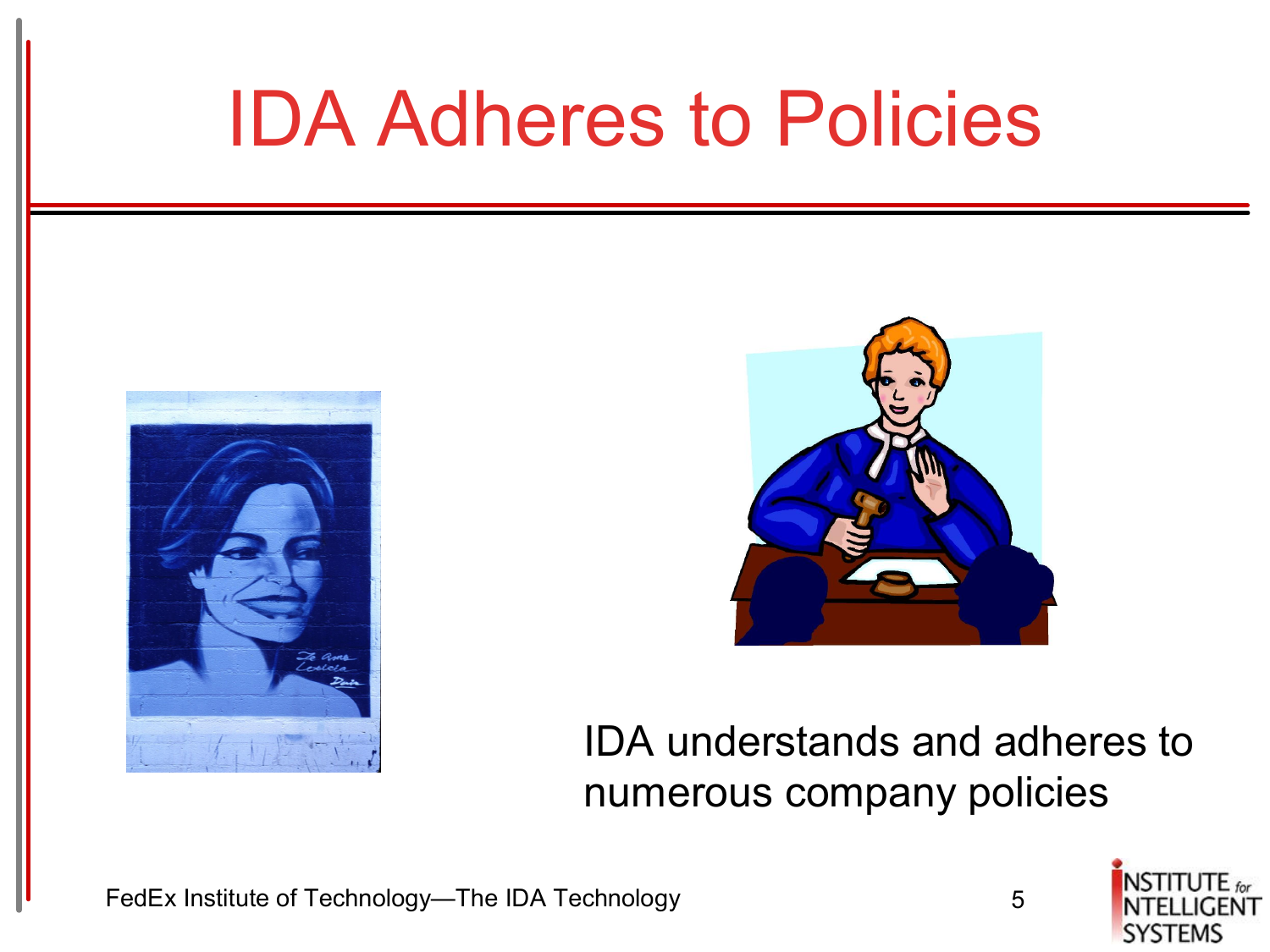# IDA Adheres to Policies

IDA understands and adheres to numerous company policies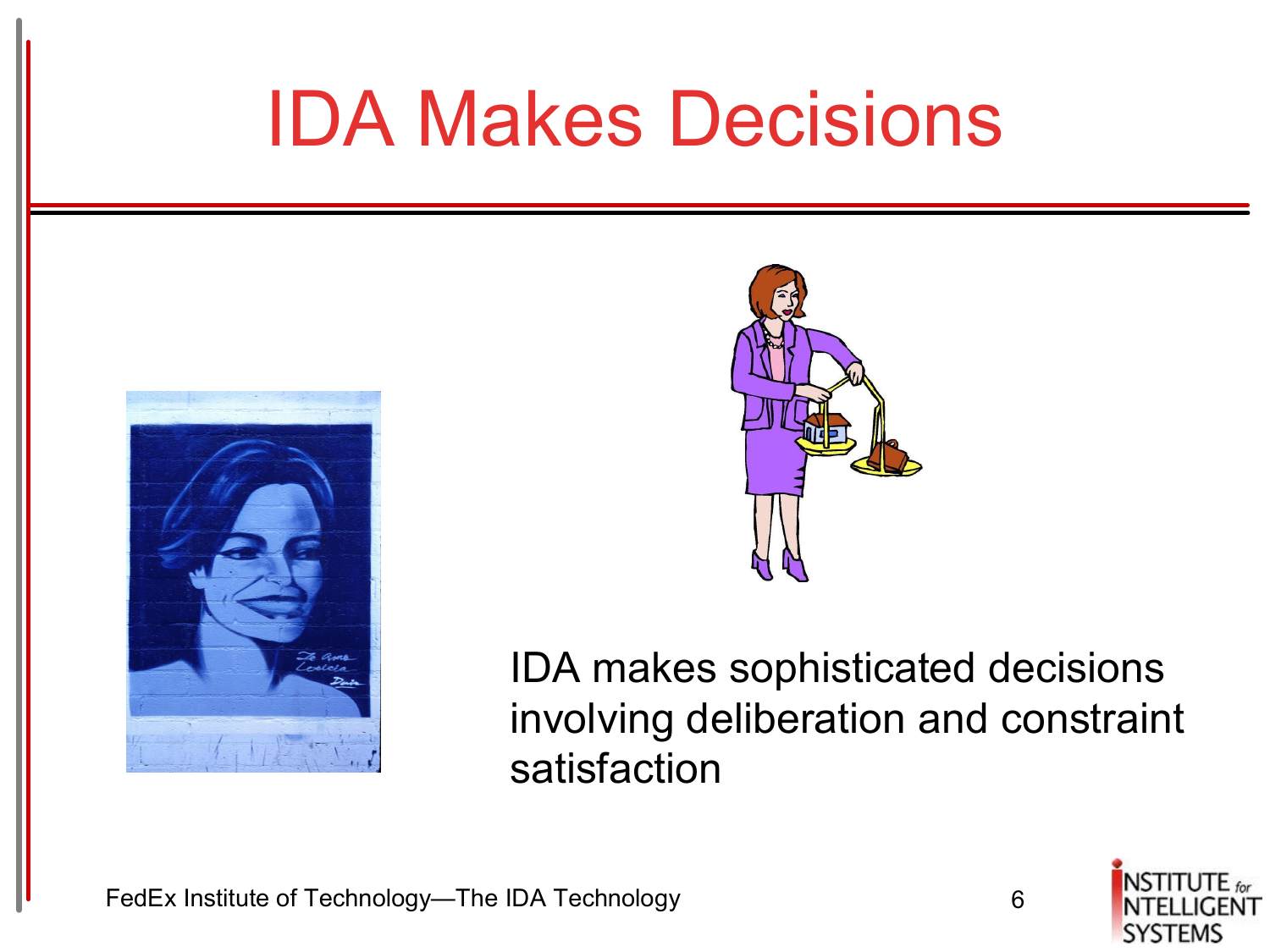# IDA Makes Decisions

IDA makes sophisticated decisions involving deliberation and constraint satisfaction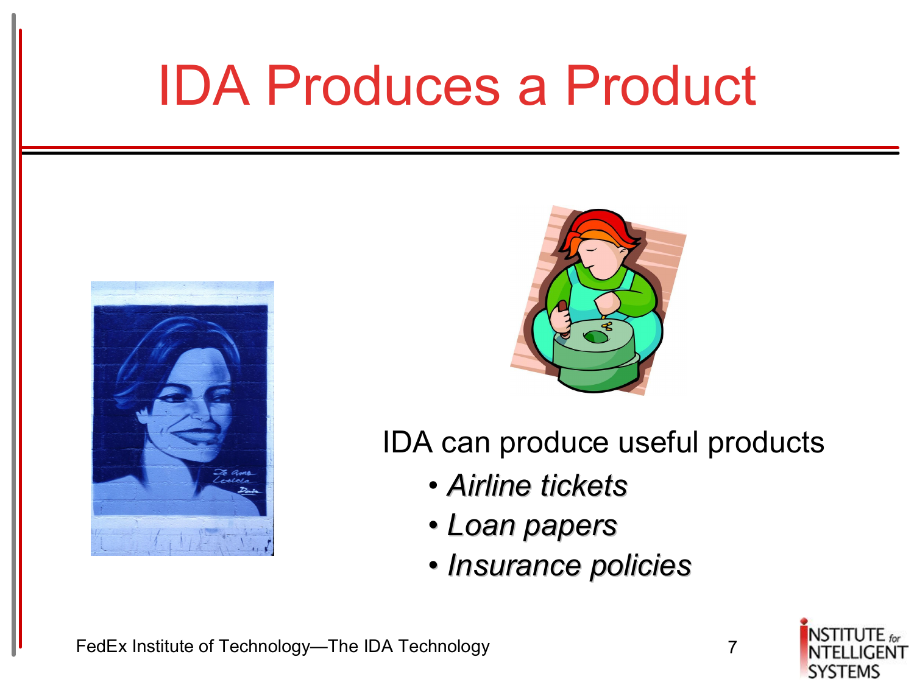# IDA Produces a Product

IDA can produce useful products

- *Airline tickets*
- *Loan papers*
- *Insurance policies*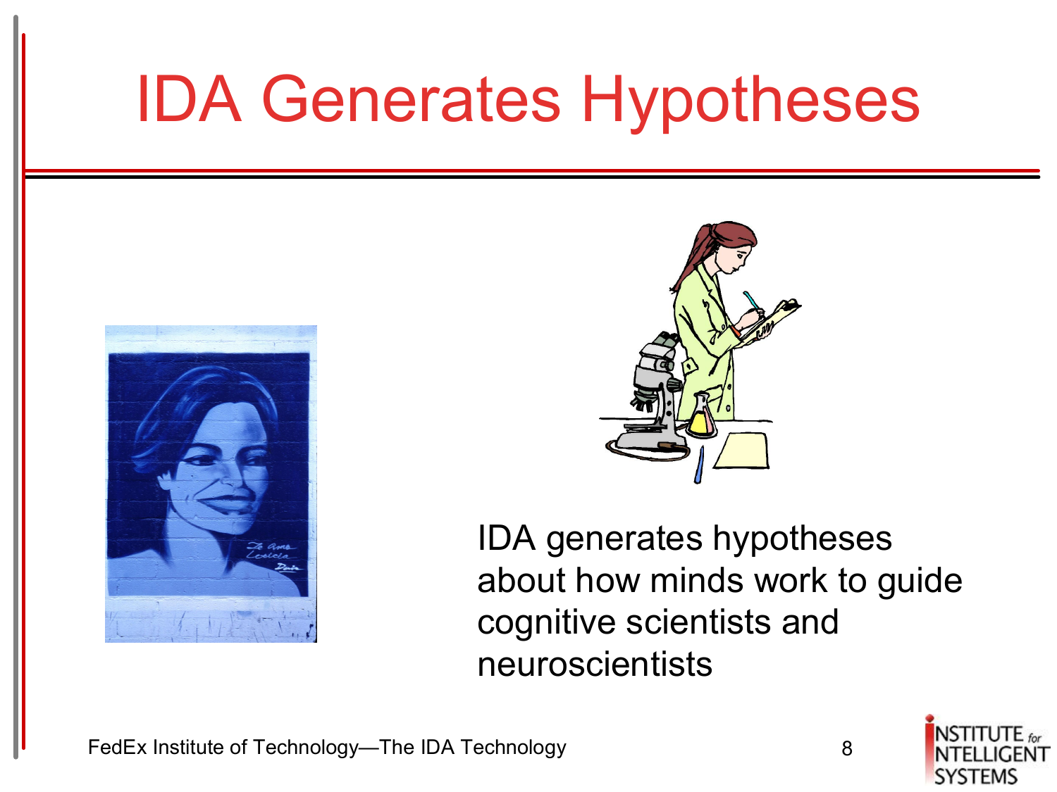# IDA Generates Hypotheses

IDA generates hypotheses about how minds work to guide cognitive scientists and neuroscientists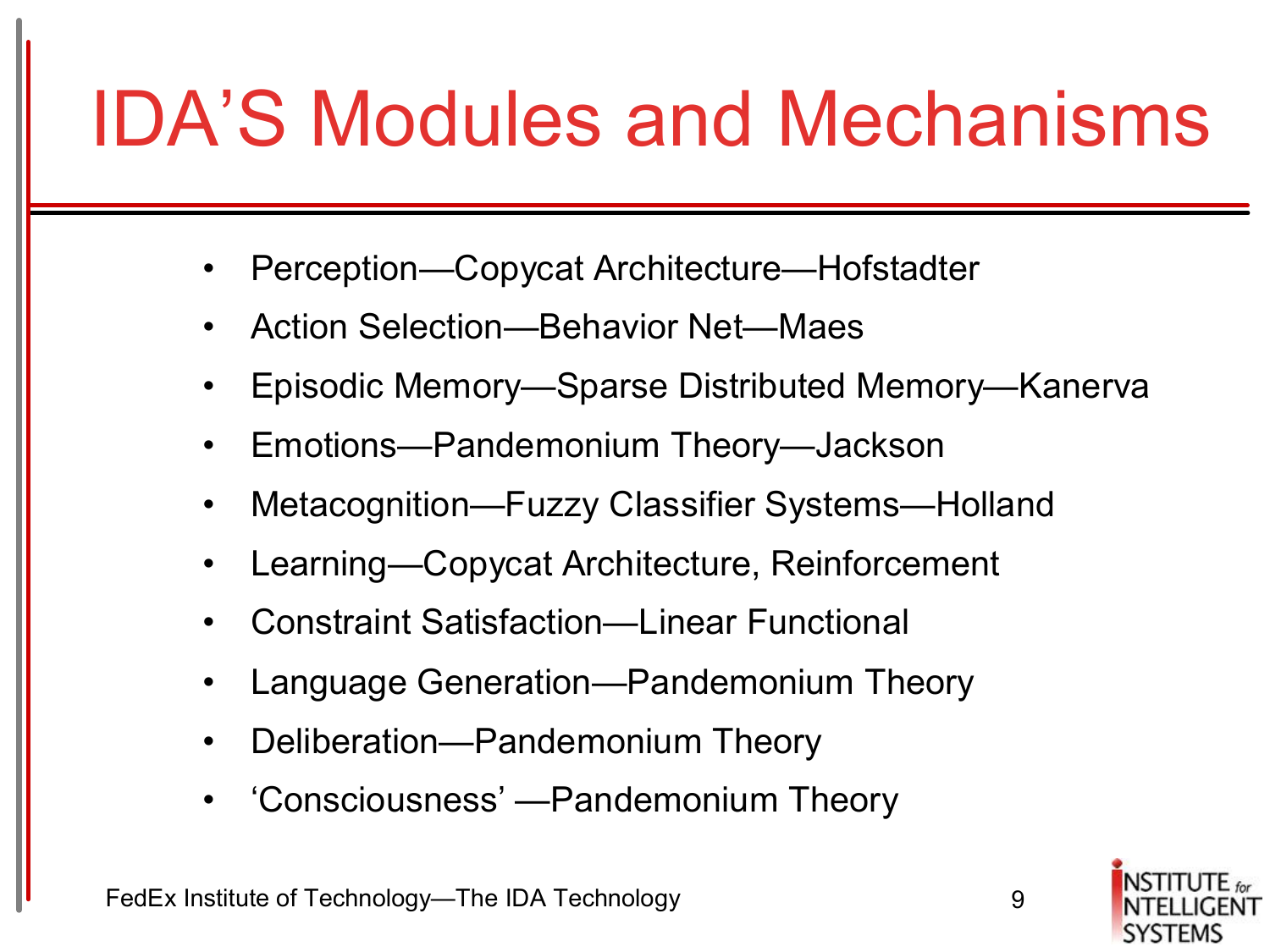# IDA'S Modules and Mechanisms

- Perception—Copycat Architecture—Hofstadter
- Action Selection—Behavior Net—Maes
- Episodic Memory—Sparse Distributed Memory—Kanerva
- Emotions—Pandemonium Theory—Jackson
- Metacognition—Fuzzy Classifier Systems—Holland
- Learning—Copycat Architecture, Reinforcement
- Constraint Satisfaction—Linear Functional
- Language Generation—Pandemonium Theory
- Deliberation—Pandemonium Theory
- 'Consciousness' —Pandemonium Theory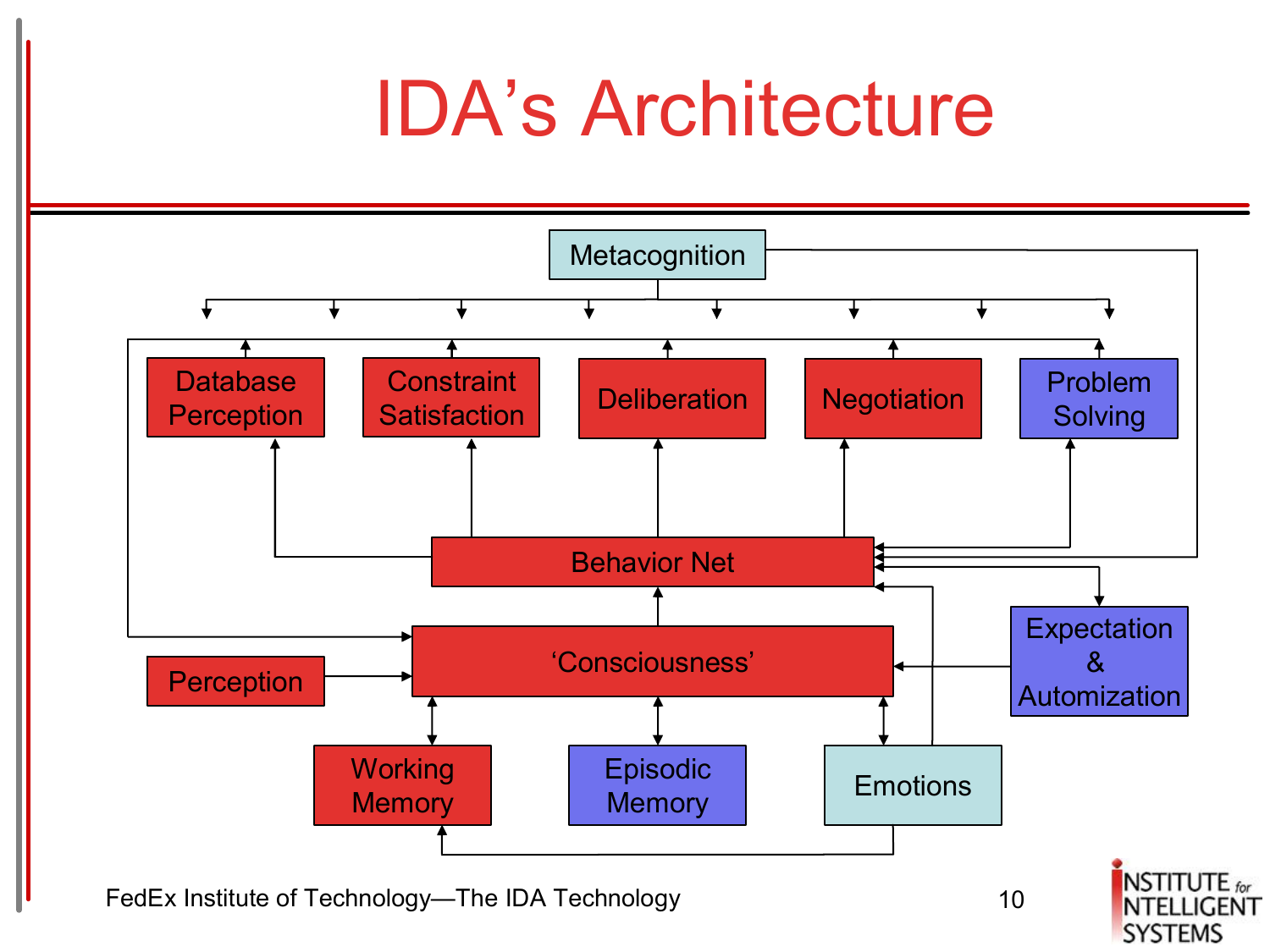# IDA's Architecture

Metacognition

Database Perception

Constraint Satisfaction

Deliberation

Negotiation

Problem Solving

Behavior Net

Expectation & Automization

Perception

'Consciousness'

Working Memory

Episodic Memory

Emotions

FedEx Institute of Technology—The IDA Technology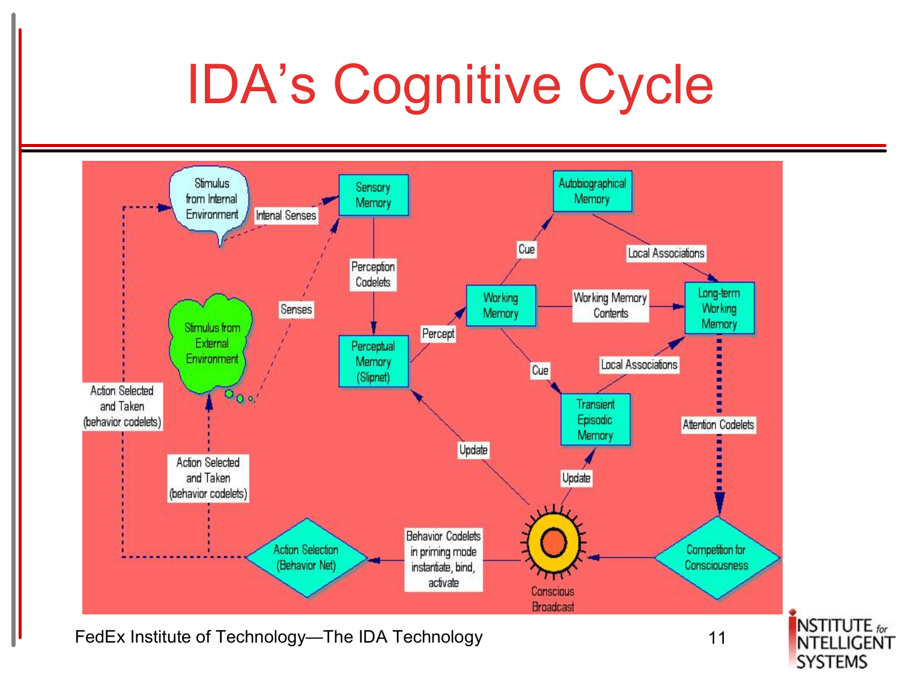# IDA's Cognitive Cycle

Stimulus from Internal Environment

Intenal Senses

Sensory Memory

Autobiographical Memory

Cue

Local Associations

Perception Codelets

Senses

Stimulus from External Environment

Working Memory

Working Memory Contents

Long-term Working Memory

Percept

Perceptual Memory (Slipnet)

Cue

Local Associations

Action Selected and Taken (behavior codelets)

Transient Episodic Memory

Attention Codelets

Update

Action Selected and Taken (behavior codelets)

Update

Behavior Codelets in priming mode instantiate, bind, activate

Action Selection (Behavior Net)

Competition for Consciousness

Conscious Broadcast

FedEx Institute of Technology—The IDA Technology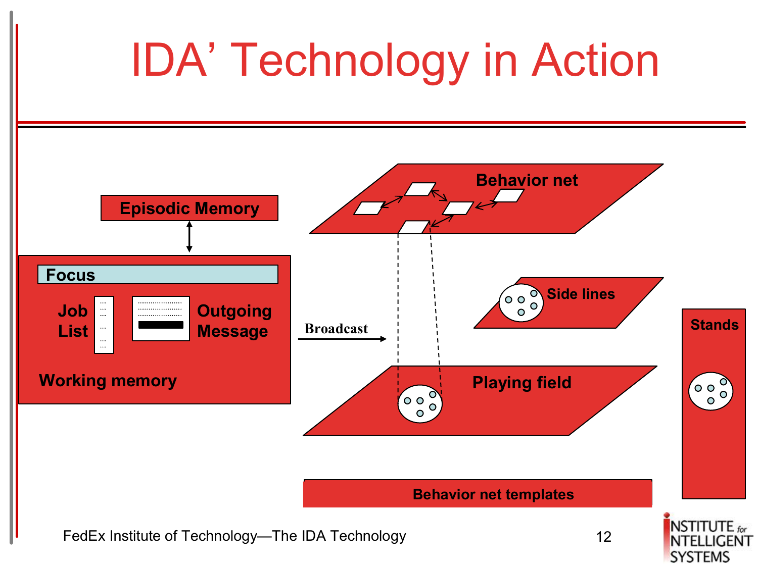# IDA' Technology in Action

Episodic Memory

Focus

Job List

Outgoing Message

Working memory

Broadcast

Behavior net

Side lines

Playing field

Stands

Behavior net templates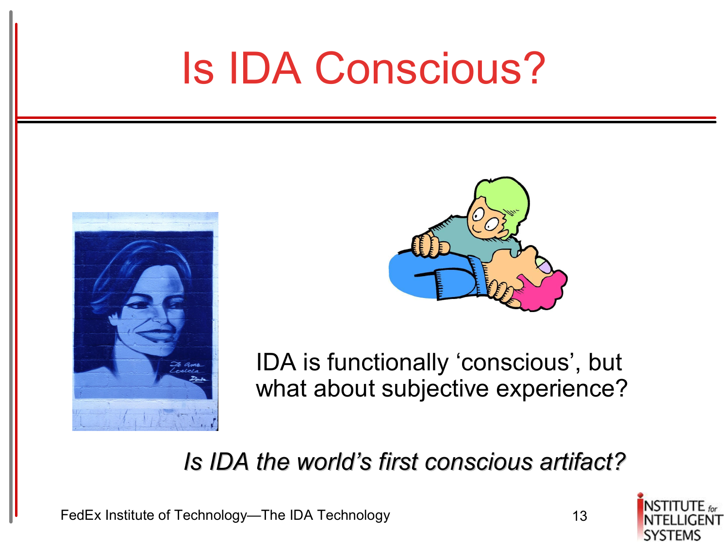# Is IDA Conscious?

IDA is functionally 'conscious', but what about subjective experience?

*Is IDA the world's first conscious artifact?*